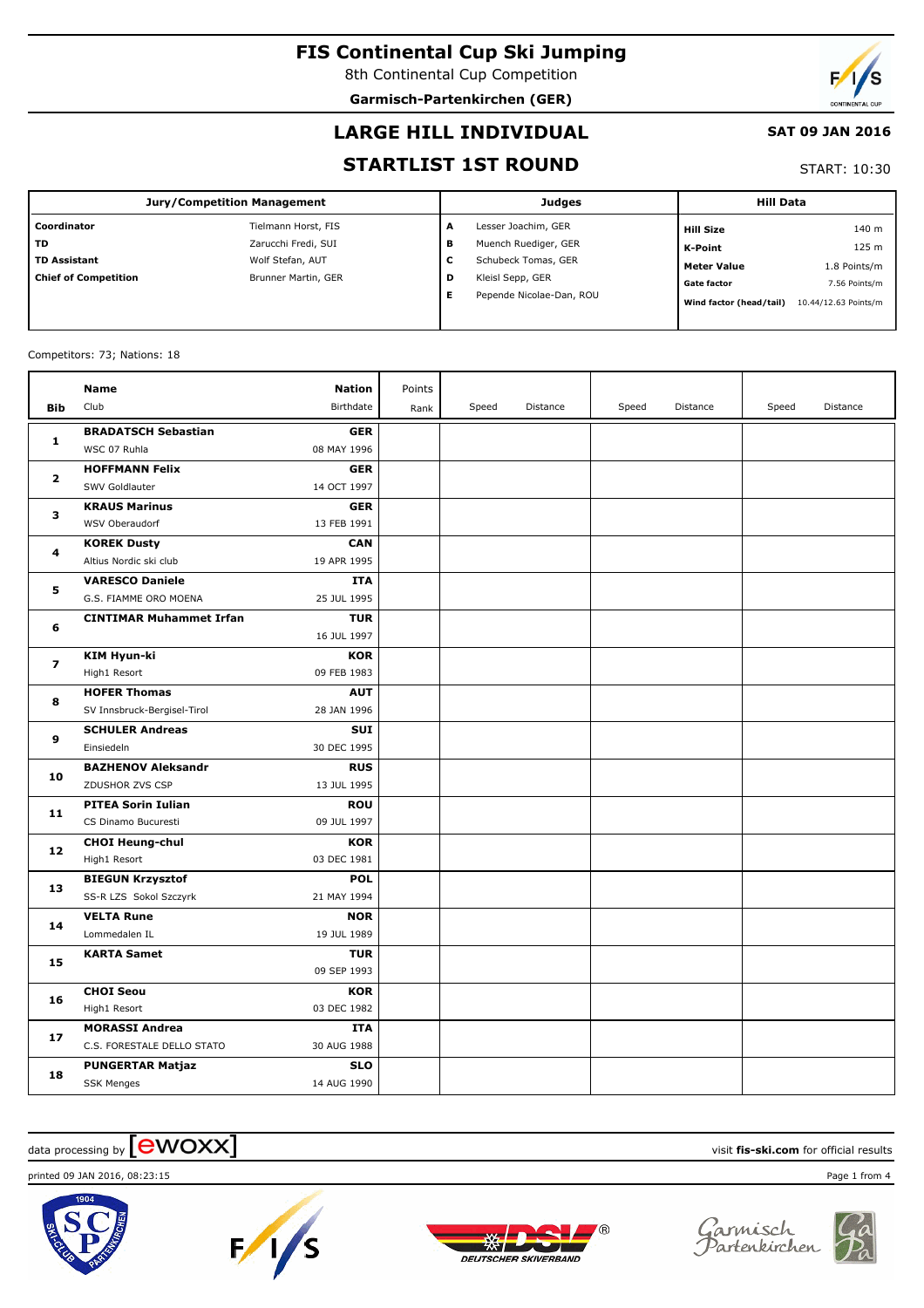# FIS Continental Cup Ski Jumping

8th Continental Cup Competition

**Garmisch-Partenkirchen (GER)**

## LARGE HILL INDIVIDUAL

## STARTLIST 1ST ROUND

**SAT 09 JAN 2016**

START: 10:30

| Jury/Competition Management | | Judges | | Hill Data | |
|---|---|---|---|---|---|
| **Coordinator** | Tielmann Horst, FIS | **A** | Lesser Joachim, GER | **Hill Size** | 140 m |
| **TD** | Zarucchi Fredi, SUI | **B** | Muench Ruediger, GER | **K-Point** | 125 m |
| **TD Assistant** | Wolf Stefan, AUT | **C** | Schubeck Tomas, GER | **Meter Value** | 1.8 Points/m |
| **Chief of Competition** | Brunner Martin, GER | **D** | Kleisl Sepp, GER | **Gate factor** | 7.56 Points/m |
| | | **E** | Pepende Nicolae-Dan, ROU | **Wind factor (head/tail)** | 10.44/12.63 Points/m |

Competitors: 73; Nations: 18

| Bib | Name / Club | Nation / Birthdate | Points / Rank | Speed | Distance | Speed | Distance | Speed | Distance |
|---|---|---|---|---|---|---|---|---|---|
| 1 | **BRADATSCH Sebastian**<br>WSC 07 Ruhla | **GER**<br>08 MAY 1996 | | | | | | | |
| 2 | **HOFFMANN Felix**<br>SWV Goldlauter | **GER**<br>14 OCT 1997 | | | | | | | |
| 3 | **KRAUS Marinus**<br>WSV Oberaudorf | **GER**<br>13 FEB 1991 | | | | | | | |
| 4 | **KOREK Dusty**<br>Altius Nordic ski club | **CAN**<br>19 APR 1995 | | | | | | | |
| 5 | **VARESCO Daniele**<br>G.S. FIAMME ORO MOENA | **ITA**<br>25 JUL 1995 | | | | | | | |
| 6 | **CINTIMAR Muhammet Irfan** | **TUR**<br>16 JUL 1997 | | | | | | | |
| 7 | **KIM Hyun-ki**<br>High1 Resort | **KOR**<br>09 FEB 1983 | | | | | | | |
| 8 | **HOFER Thomas**<br>SV Innsbruck-Bergisel-Tirol | **AUT**<br>28 JAN 1996 | | | | | | | |
| 9 | **SCHULER Andreas**<br>Einsiedeln | **SUI**<br>30 DEC 1995 | | | | | | | |
| 10 | **BAZHENOV Aleksandr**<br>ZDUSHOR ZVS CSP | **RUS**<br>13 JUL 1995 | | | | | | | |
| 11 | **PITEA Sorin Iulian**<br>CS Dinamo Bucuresti | **ROU**<br>09 JUL 1997 | | | | | | | |
| 12 | **CHOI Heung-chul**<br>High1 Resort | **KOR**<br>03 DEC 1981 | | | | | | | |
| 13 | **BIEGUN Krzysztof**<br>SS-R LZS Sokol Szczyrk | **POL**<br>21 MAY 1994 | | | | | | | |
| 14 | **VELTA Rune**<br>Lommedalen IL | **NOR**<br>19 JUL 1989 | | | | | | | |
| 15 | **KARTA Samet** | **TUR**<br>09 SEP 1993 | | | | | | | |
| 16 | **CHOI Seou**<br>High1 Resort | **KOR**<br>03 DEC 1982 | | | | | | | |
| 17 | **MORASSI Andrea**<br>C.S. FORESTALE DELLO STATO | **ITA**<br>30 AUG 1988 | | | | | | | |
| 18 | **PUNGERTAR Matjaz**<br>SSK Menges | **SLO**<br>14 AUG 1990 | | | | | | | |

data processing by ewoxx — visit **fis-ski.com** for official results

printed 09 JAN 2016, 08:23:15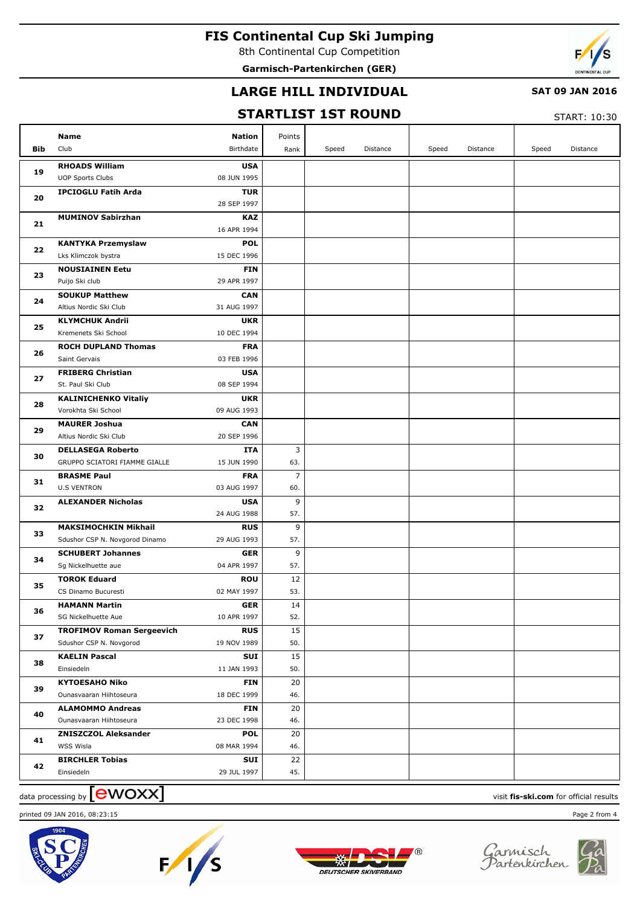# FIS Continental Cup Ski Jumping

8th Continental Cup Competition

**Garmisch-Partenkirchen (GER)**

## LARGE HILL INDIVIDUAL

**SAT 09 JAN 2016**

## STARTLIST 1ST ROUND

START: 10:30

| Bib | Name / Club | Nation / Birthdate | Points / Rank | Speed | Distance | Speed | Distance | Speed | Distance |
|---|---|---|---|---|---|---|---|---|---|
| 19 | **RHOADS William**<br>UOP Sports Clubs | **USA**<br>08 JUN 1995 | | | | | | | |
| 20 | **IPCIOGLU Fatih Arda** | **TUR**<br>28 SEP 1997 | | | | | | | |
| 21 | **MUMINOV Sabirzhan** | **KAZ**<br>16 APR 1994 | | | | | | | |
| 22 | **KANTYKA Przemyslaw**<br>Lks Klimczok bystra | **POL**<br>15 DEC 1996 | | | | | | | |
| 23 | **NOUSIAINEN Eetu**<br>Puijo Ski club | **FIN**<br>29 APR 1997 | | | | | | | |
| 24 | **SOUKUP Matthew**<br>Altius Nordic Ski Club | **CAN**<br>31 AUG 1997 | | | | | | | |
| 25 | **KLYMCHUK Andrii**<br>Kremenets Ski School | **UKR**<br>10 DEC 1994 | | | | | | | |
| 26 | **ROCH DUPLAND Thomas**<br>Saint Gervais | **FRA**<br>03 FEB 1996 | | | | | | | |
| 27 | **FRIBERG Christian**<br>St. Paul Ski Club | **USA**<br>08 SEP 1994 | | | | | | | |
| 28 | **KALINICHENKO Vitaliy**<br>Vorokhta Ski School | **UKR**<br>09 AUG 1993 | | | | | | | |
| 29 | **MAURER Joshua**<br>Altius Nordic Ski Club | **CAN**<br>20 SEP 1996 | | | | | | | |
| 30 | **DELLASEGA Roberto**<br>GRUPPO SCIATORI FIAMME GIALLE | **ITA**<br>15 JUN 1990 | 3<br>63. | | | | | | |
| 31 | **BRASME Paul**<br>U.S VENTRON | **FRA**<br>03 AUG 1997 | 7<br>60. | | | | | | |
| 32 | **ALEXANDER Nicholas** | **USA**<br>24 AUG 1988 | 9<br>57. | | | | | | |
| 33 | **MAKSIMOCHKIN Mikhail**<br>Sdushor CSP N. Novgorod Dinamo | **RUS**<br>29 AUG 1993 | 9<br>57. | | | | | | |
| 34 | **SCHUBERT Johannes**<br>Sg Nickelhuette aue | **GER**<br>04 APR 1997 | 9<br>57. | | | | | | |
| 35 | **TOROK Eduard**<br>CS Dinamo Bucuresti | **ROU**<br>02 MAY 1997 | 12<br>53. | | | | | | |
| 36 | **HAMANN Martin**<br>SG Nickelhuette Aue | **GER**<br>10 APR 1997 | 14<br>52. | | | | | | |
| 37 | **TROFIMOV Roman Sergeevich**<br>Sdushor CSP N. Novgorod | **RUS**<br>19 NOV 1989 | 15<br>50. | | | | | | |
| 38 | **KAELIN Pascal**<br>Einsiedeln | **SUI**<br>11 JAN 1993 | 15<br>50. | | | | | | |
| 39 | **KYTOESAHO Niko**<br>Ounasvaaran Hiihtoseura | **FIN**<br>18 DEC 1999 | 20<br>46. | | | | | | |
| 40 | **ALAMOMMO Andreas**<br>Ounasvaaran Hiihtoseura | **FIN**<br>23 DEC 1998 | 20<br>46. | | | | | | |
| 41 | **ZNISZCZOL Aleksander**<br>WSS Wisla | **POL**<br>08 MAR 1994 | 20<br>46. | | | | | | |
| 42 | **BIRCHLER Tobias**<br>Einsiedeln | **SUI**<br>29 JUL 1997 | 22<br>45. | | | | | | |

data processing by ewoxx — visit **fis-ski.com** for official results

printed 09 JAN 2016, 08:23:15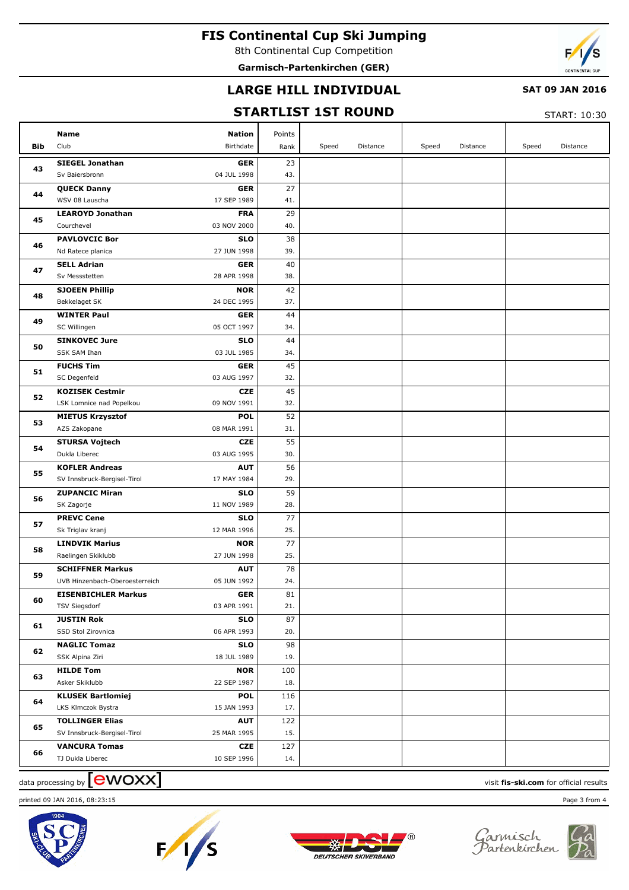# FIS Continental Cup Ski Jumping

8th Continental Cup Competition

**Garmisch-Partenkirchen (GER)**

## LARGE HILL INDIVIDUAL

**SAT 09 JAN 2016**

## STARTLIST 1ST ROUND

START: 10:30

| Bib | Name / Club | Nation / Birthdate | Points / Rank | Speed | Distance | Speed | Distance | Speed | Distance |
|---|---|---|---|---|---|---|---|---|---|
| 43 | **SIEGEL Jonathan**<br>Sv Baiersbronn | **GER**<br>04 JUL 1998 | 23<br>43. | | | | | | |
| 44 | **QUECK Danny**<br>WSV 08 Lauscha | **GER**<br>17 SEP 1989 | 27<br>41. | | | | | | |
| 45 | **LEAROYD Jonathan**<br>Courchevel | **FRA**<br>03 NOV 2000 | 29<br>40. | | | | | | |
| 46 | **PAVLOVCIC Bor**<br>Nd Ratece planica | **SLO**<br>27 JUN 1998 | 38<br>39. | | | | | | |
| 47 | **SELL Adrian**<br>Sv Messstetten | **GER**<br>28 APR 1998 | 40<br>38. | | | | | | |
| 48 | **SJOEEN Phillip**<br>Bekkelaget SK | **NOR**<br>24 DEC 1995 | 42<br>37. | | | | | | |
| 49 | **WINTER Paul**<br>SC Willingen | **GER**<br>05 OCT 1997 | 44<br>34. | | | | | | |
| 50 | **SINKOVEC Jure**<br>SSK SAM Ihan | **SLO**<br>03 JUL 1985 | 44<br>34. | | | | | | |
| 51 | **FUCHS Tim**<br>SC Degenfeld | **GER**<br>03 AUG 1997 | 45<br>32. | | | | | | |
| 52 | **KOZISEK Cestmir**<br>LSK Lomnice nad Popelkou | **CZE**<br>09 NOV 1991 | 45<br>32. | | | | | | |
| 53 | **MIETUS Krzysztof**<br>AZS Zakopane | **POL**<br>08 MAR 1991 | 52<br>31. | | | | | | |
| 54 | **STURSA Vojtech**<br>Dukla Liberec | **CZE**<br>03 AUG 1995 | 55<br>30. | | | | | | |
| 55 | **KOFLER Andreas**<br>SV Innsbruck-Bergisel-Tirol | **AUT**<br>17 MAY 1984 | 56<br>29. | | | | | | |
| 56 | **ZUPANCIC Miran**<br>SK Zagorje | **SLO**<br>11 NOV 1989 | 59<br>28. | | | | | | |
| 57 | **PREVC Cene**<br>Sk Triglav kranj | **SLO**<br>12 MAR 1996 | 77<br>25. | | | | | | |
| 58 | **LINDVIK Marius**<br>Raelingen Skiklubb | **NOR**<br>27 JUN 1998 | 77<br>25. | | | | | | |
| 59 | **SCHIFFNER Markus**<br>UVB Hinzenbach-Oberoesterreich | **AUT**<br>05 JUN 1992 | 78<br>24. | | | | | | |
| 60 | **EISENBICHLER Markus**<br>TSV Siegsdorf | **GER**<br>03 APR 1991 | 81<br>21. | | | | | | |
| 61 | **JUSTIN Rok**<br>SSD Stol Zirovnica | **SLO**<br>06 APR 1993 | 87<br>20. | | | | | | |
| 62 | **NAGLIC Tomaz**<br>SSK Alpina Ziri | **SLO**<br>18 JUL 1989 | 98<br>19. | | | | | | |
| 63 | **HILDE Tom**<br>Asker Skiklubb | **NOR**<br>22 SEP 1987 | 100<br>18. | | | | | | |
| 64 | **KLUSEK Bartlomiej**<br>LKS Klmczok Bystra | **POL**<br>15 JAN 1993 | 116<br>17. | | | | | | |
| 65 | **TOLLINGER Elias**<br>SV Innsbruck-Bergisel-Tirol | **AUT**<br>25 MAR 1995 | 122<br>15. | | | | | | |
| 66 | **VANCURA Tomas**<br>TJ Dukla Liberec | **CZE**<br>10 SEP 1996 | 127<br>14. | | | | | | |

data processing by ewoxx — visit **fis-ski.com** for official results

printed 09 JAN 2016, 08:23:15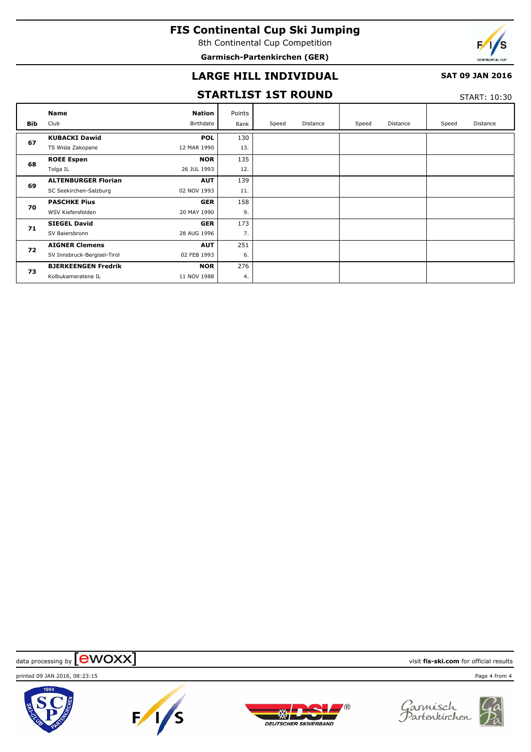# FIS Continental Cup Ski Jumping

8th Continental Cup Competition

**Garmisch-Partenkirchen (GER)**

## LARGE HILL INDIVIDUAL

**SAT 09 JAN 2016**

## STARTLIST 1ST ROUND

START: 10:30

| Bib | Name / Club | Nation / Birthdate | Points / Rank | Speed | Distance | Speed | Distance | Speed | Distance |
|---|---|---|---|---|---|---|---|---|---|
| 67 | **KUBACKI Dawid**<br>TS Wisla Zakopane | **POL**<br>12 MAR 1990 | 130<br>13. | | | | | | |
| 68 | **ROEE Espen**<br>Tolga IL | **NOR**<br>26 JUL 1993 | 135<br>12. | | | | | | |
| 69 | **ALTENBURGER Florian**<br>SC Seekirchen-Salzburg | **AUT**<br>02 NOV 1993 | 139<br>11. | | | | | | |
| 70 | **PASCHKE Pius**<br>WSV Kiefersfelden | **GER**<br>20 MAY 1990 | 158<br>9. | | | | | | |
| 71 | **SIEGEL David**<br>SV Baiersbronn | **GER**<br>28 AUG 1996 | 173<br>7. | | | | | | |
| 72 | **AIGNER Clemens**<br>SV Innsbruck-Bergisel-Tirol | **AUT**<br>02 FEB 1993 | 251<br>6. | | | | | | |
| 73 | **BJERKEENGEN Fredrik**<br>Kolbukameratene IL | **NOR**<br>11 NOV 1988 | 276<br>4. | | | | | | |

data processing by [ewoxx]

visit **fis-ski.com** for official results

printed 09 JAN 2016, 08:23:15